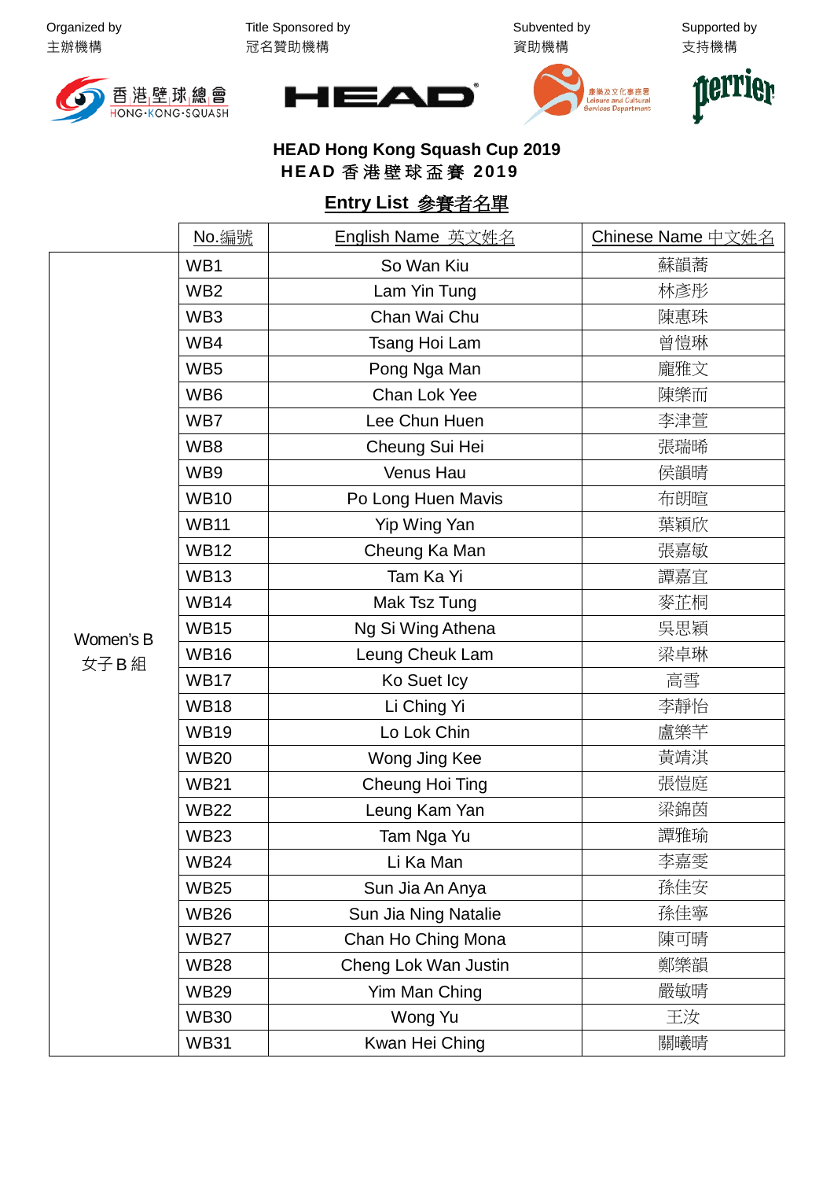Organized by 主辦機構 | Title Sponsored by 冠名贊助機構 | Subvented by 資助機構 | Supported by 支持機構

香港壁球總會 HONG·KONG·SQUASH | HEAD | 康樂及文化事務署 Leisure and Cultural Services Department | perrier

**HEAD Hong Kong Squash Cup 2019**

**HEAD 香港壁球盃賽 2019**

**Entry List 參賽者名單**

| | No.編號 | English Name 英文姓名 | Chinese Name 中文姓名 |
|---|---|---|---|
| Women's B 女子B組 | WB1 | So Wan Kiu | 蘇韻蕎 |
| | WB2 | Lam Yin Tung | 林彥彤 |
| | WB3 | Chan Wai Chu | 陳惠珠 |
| | WB4 | Tsang Hoi Lam | 曾愷琳 |
| | WB5 | Pong Nga Man | 龐雅文 |
| | WB6 | Chan Lok Yee | 陳樂而 |
| | WB7 | Lee Chun Huen | 李津萱 |
| | WB8 | Cheung Sui Hei | 張瑞晞 |
| | WB9 | Venus Hau | 侯韻晴 |
| | WB10 | Po Long Huen Mavis | 布朗暄 |
| | WB11 | Yip Wing Yan | 葉穎欣 |
| | WB12 | Cheung Ka Man | 張嘉敏 |
| | WB13 | Tam Ka Yi | 譚嘉宜 |
| | WB14 | Mak Tsz Tung | 麥芷桐 |
| | WB15 | Ng Si Wing Athena | 吳思穎 |
| | WB16 | Leung Cheuk Lam | 梁卓琳 |
| | WB17 | Ko Suet Icy | 高雪 |
| | WB18 | Li Ching Yi | 李靜怡 |
| | WB19 | Lo Lok Chin | 盧樂芊 |
| | WB20 | Wong Jing Kee | 黃靖淇 |
| | WB21 | Cheung Hoi Ting | 張愷庭 |
| | WB22 | Leung Kam Yan | 梁錦茵 |
| | WB23 | Tam Nga Yu | 譚雅瑜 |
| | WB24 | Li Ka Man | 李嘉雯 |
| | WB25 | Sun Jia An Anya | 孫佳安 |
| | WB26 | Sun Jia Ning Natalie | 孫佳寧 |
| | WB27 | Chan Ho Ching Mona | 陳可晴 |
| | WB28 | Cheng Lok Wan Justin | 鄭樂韻 |
| | WB29 | Yim Man Ching | 嚴敏晴 |
| | WB30 | Wong Yu | 王汝 |
| | WB31 | Kwan Hei Ching | 關曦晴 |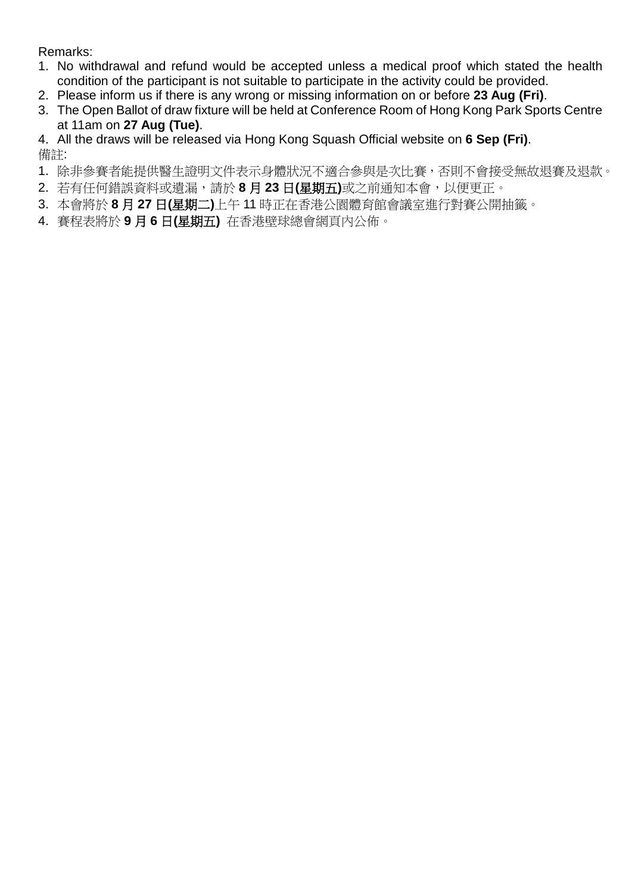Remarks:

1. No withdrawal and refund would be accepted unless a medical proof which stated the health condition of the participant is not suitable to participate in the activity could be provided.
2. Please inform us if there is any wrong or missing information on or before **23 Aug (Fri)**.
3. The Open Ballot of draw fixture will be held at Conference Room of Hong Kong Park Sports Centre at 11am on **27 Aug (Tue)**.
4. All the draws will be released via Hong Kong Squash Official website on **6 Sep (Fri)**.

備註:

1. 除非參賽者能提供醫生證明文件表示身體狀況不適合參與是次比賽，否則不會接受無故退賽及退款。
2. 若有任何錯誤資料或遺漏，請於 **8** 月 **23** 日**(星期五)**或之前通知本會，以便更正。
3. 本會將於 **8** 月 **27** 日**(星期二)**上午 11 時正在香港公園體育館會議室進行對賽公開抽籤。
4. 賽程表將於 **9** 月 **6** 日**(星期五)** 在香港壁球總會網頁內公佈。